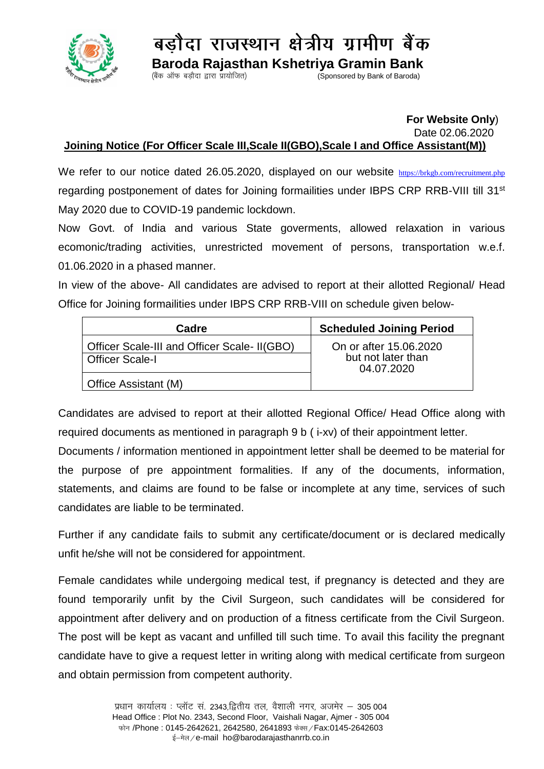# बड़ौदा राजस्थान क्षेत्रीय ग्रामीण बैंक

## Baroda Rajasthan Kshetriya Gramin Bank

(बैंक ऑफ बड़ौदा द्वारा प्रायोजित) (Sponsored by Bank of Baroda)

**For Website Only**)

Date 02.06.2020

**Joining Notice (For Officer Scale III,Scale II(GBO),Scale I and Office Assistant(M))**

We refer to our notice dated 26.05.2020, displayed on our website https://brkgb.com/recruitment.php regarding postponement of dates for Joining formailities under IBPS CRP RRB-VIII till 31st May 2020 due to COVID-19 pandemic lockdown.

Now Govt. of India and various State goverments, allowed relaxation in various ecomonic/trading activities, unrestricted movement of persons, transportation w.e.f. 01.06.2020 in a phased manner.

In view of the above- All candidates are advised to report at their allotted Regional/ Head Office for Joining formailities under IBPS CRP RRB-VIII on schedule given below-

| Cadre | Scheduled Joining Period |
|---|---|
| Officer Scale-III and Officer Scale- II(GBO) | On or after 15.06.2020 but not later than 04.07.2020 |
| Officer Scale-I | |
| Office Assistant (M) | |

Candidates are advised to report at their allotted Regional Office/ Head Office along with required documents as mentioned in paragraph 9 b ( i-xv) of their appointment letter.

Documents / information mentioned in appointment letter shall be deemed to be material for the purpose of pre appointment formalities. If any of the documents, information, statements, and claims are found to be false or incomplete at any time, services of such candidates are liable to be terminated.

Further if any candidate fails to submit any certificate/document or is declared medically unfit he/she will not be considered for appointment.

Female candidates while undergoing medical test, if pregnancy is detected and they are found temporarily unfit by the Civil Surgeon, such candidates will be considered for appointment after delivery and on production of a fitness certificate from the Civil Surgeon. The post will be kept as vacant and unfilled till such time. To avail this facility the pregnant candidate have to give a request letter in writing along with medical certificate from surgeon and obtain permission from competent authority.

प्रधान कार्यालय : प्लॉट सं. 2343,द्वितीय तल, वैशाली नगर, अजमेर – 305 004
Head Office : Plot No. 2343, Second Floor, Vaishali Nagar, Ajmer - 305 004
फोन /Phone : 0145-2642621, 2642580, 2641893 फेक्स/Fax:0145-2642603
ई–मेल/e-mail ho@barodarajasthanrrb.co.in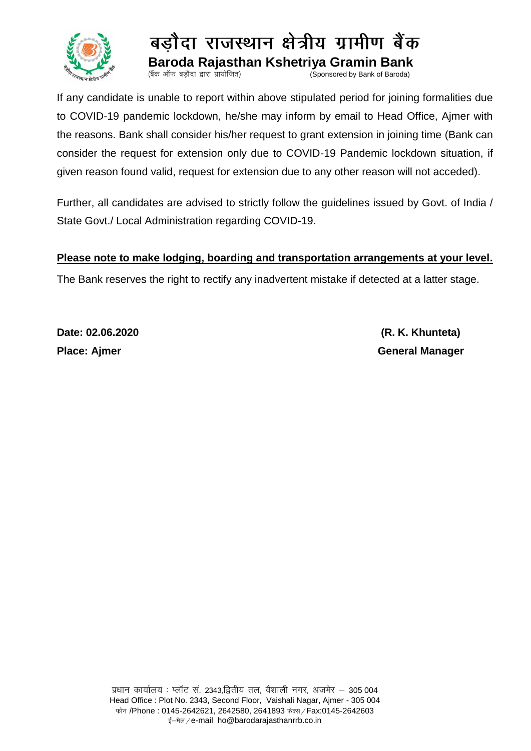If any candidate is unable to report within above stipulated period for joining formalities due to COVID-19 pandemic lockdown, he/she may inform by email to Head Office, Ajmer with the reasons. Bank shall consider his/her request to grant extension in joining time (Bank can consider the request for extension only due to COVID-19 Pandemic lockdown situation, if given reason found valid, request for extension due to any other reason will not acceded).

Further, all candidates are advised to strictly follow the guidelines issued by Govt. of India / State Govt./ Local Administration regarding COVID-19.

**Please note to make lodging, boarding and transportation arrangements at your level.**

The Bank reserves the right to rectify any inadvertent mistake if detected at a latter stage.

**Date: 02.06.2020**
**Place: Ajmer**

**(R. K. Khunteta)**
**General Manager**